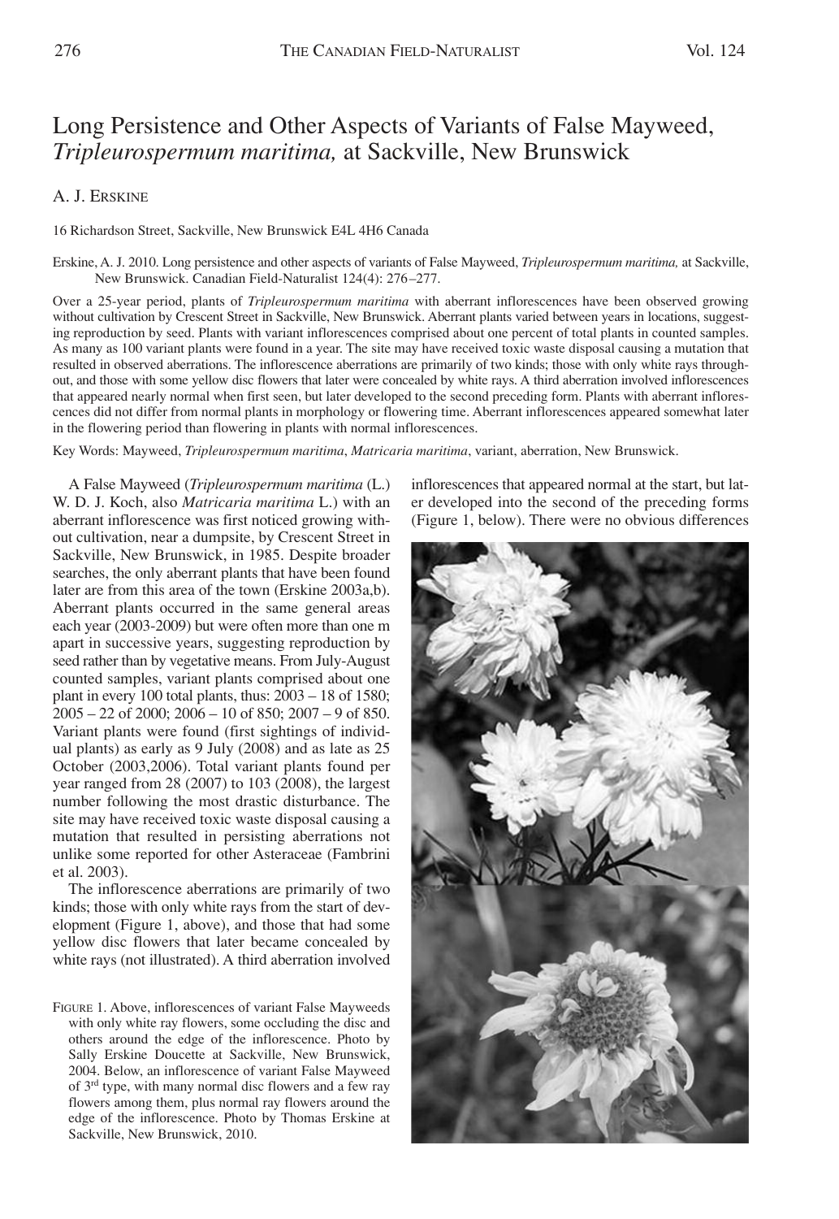# Long Persistence and Other Aspects of Variants of False Mayweed, *Tripleurospermum maritima,* at Sackville, New Brunswick

A. J. Erskine

16 Richardson Street, Sackville, New Brunswick E4L 4H6 Canada

Erskine, A. J. 2010. Long persistence and other aspects of variants of False Mayweed, *Tripleurospermum maritima,* at Sackville, New Brunswick. Canadian Field-Naturalist 124(4): 276–277.

Over a 25-year period, plants of *Tripleurospermum maritima* with aberrant inflorescences have been observed growing without cultivation by Crescent Street in Sackville, New Brunswick. Aberrant plants varied between years in locations, suggesting reproduction by seed. Plants with variant inflorescences comprised about one percent of total plants in counted samples. As many as 100 variant plants were found in a year. The site may have received toxic waste disposal causing a mutation that resulted in observed aberrations. The inflorescence aberrations are primarily of two kinds; those with only white rays throughout, and those with some yellow disc flowers that later were concealed by white rays. A third aberration involved inflorescences that appeared nearly normal when first seen, but later developed to the second preceding form. Plants with aberrant inflorescences did not differ from normal plants in morphology or flowering time. Aberrant inflorescences appeared somewhat later in the flowering period than flowering in plants with normal inflorescences.

Key Words: Mayweed, *Tripleurospermum maritima*, *Matricaria maritima*, variant, aberration, New Brunswick.

A False Mayweed (*Tripleurospermum maritima* (L.) W. D. J. Koch, also *Matricaria maritima* L.) with an aberrant inflorescence was first noticed growing without cultivation, near a dumpsite, by Crescent Street in Sackville, New Brunswick, in 1985. Despite broader searches, the only aberrant plants that have been found later are from this area of the town (Erskine 2003a,b). Aberrant plants occurred in the same general areas each year (2003-2009) but were often more than one m apart in successive years, suggesting reproduction by seed rather than by vegetative means. From July-August counted samples, variant plants comprised about one plant in every 100 total plants, thus: 2003 – 18 of 1580; 2005 – 22 of 2000; 2006 – 10 of 850; 2007 – 9 of 850. Variant plants were found (first sightings of individual plants) as early as 9 July (2008) and as late as 25 October (2003,2006). Total variant plants found per year ranged from 28 (2007) to 103 (2008), the largest number following the most drastic disturbance. The site may have received toxic waste disposal causing a mutation that resulted in persisting aberrations not unlike some reported for other Asteraceae (Fambrini et al. 2003).

The inflorescence aberrations are primarily of two kinds; those with only white rays from the start of development (Figure 1, above), and those that had some yellow disc flowers that later became concealed by white rays (not illustrated). A third aberration involved inflorescences that appeared normal at the start, but later developed into the second of the preceding forms (Figure 1, below). There were no obvious differences

Figure 1. Above, inflorescences of variant False Mayweeds with only white ray flowers, some occluding the disc and others around the edge of the inflorescence. Photo by Sally Erskine Doucette at Sackville, New Brunswick, 2004. Below, an inflorescence of variant False Mayweed of 3rd type, with many normal disc flowers and a few ray flowers among them, plus normal ray flowers around the edge of the inflorescence. Photo by Thomas Erskine at Sackville, New Brunswick, 2010.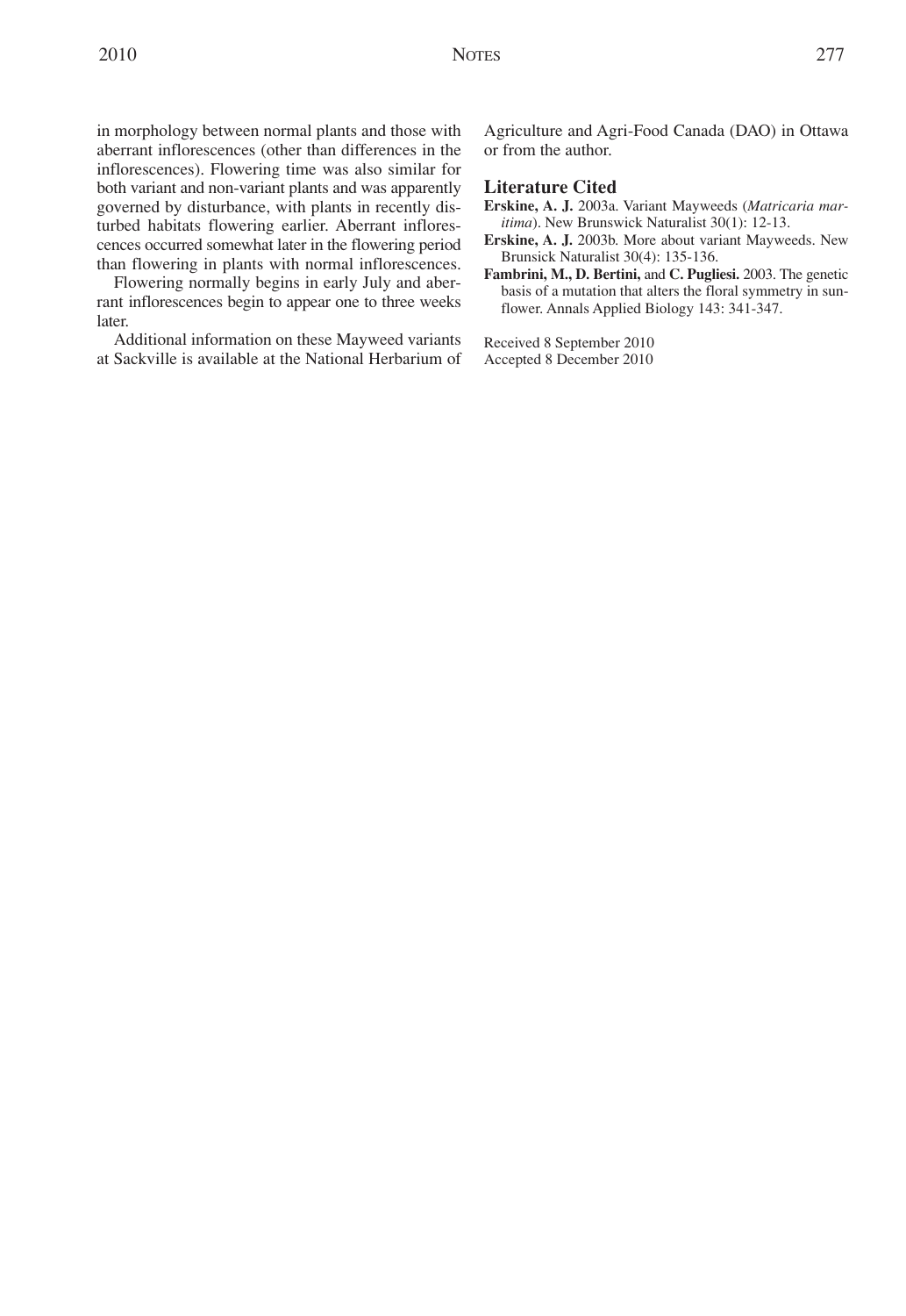in morphology between normal plants and those with aberrant inflorescences (other than differences in the inflorescences). Flowering time was also similar for both variant and non-variant plants and was apparently governed by disturbance, with plants in recently disturbed habitats flowering earlier. Aberrant inflorescences occurred somewhat later in the flowering period than flowering in plants with normal inflorescences.

Flowering normally begins in early July and aberrant inflorescences begin to appear one to three weeks later.

Additional information on these Mayweed variants at Sackville is available at the National Herbarium of Agriculture and Agri-Food Canada (DAO) in Ottawa or from the author.

## Literature Cited

**Erskine, A. J.** 2003a. Variant Mayweeds (*Matricaria maritima*). New Brunswick Naturalist 30(1): 12-13.

**Erskine, A. J.** 2003b. More about variant Mayweeds. New Brunsick Naturalist 30(4): 135-136.

**Fambrini, M., D. Bertini,** and **C. Pugliesi.** 2003. The genetic basis of a mutation that alters the floral symmetry in sunflower. Annals Applied Biology 143: 341-347.

Received 8 September 2010
Accepted 8 December 2010